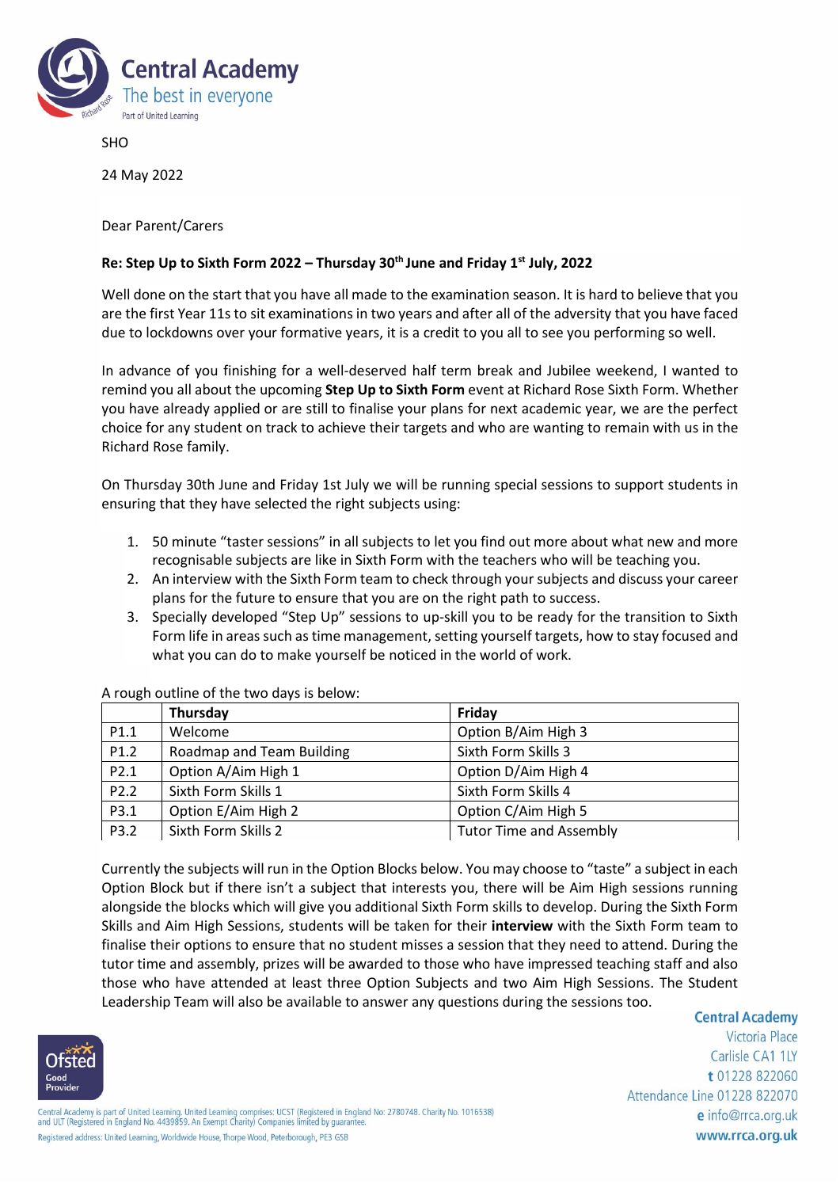# Central Academy

The best in everyone

Part of United Learning

SHO

24 May 2022

Dear Parent/Carers

**Re: Step Up to Sixth Form 2022 – Thursday 30th June and Friday 1st July, 2022**

Well done on the start that you have all made to the examination season. It is hard to believe that you are the first Year 11s to sit examinations in two years and after all of the adversity that you have faced due to lockdowns over your formative years, it is a credit to you all to see you performing so well.

In advance of you finishing for a well-deserved half term break and Jubilee weekend, I wanted to remind you all about the upcoming **Step Up to Sixth Form** event at Richard Rose Sixth Form. Whether you have already applied or are still to finalise your plans for next academic year, we are the perfect choice for any student on track to achieve their targets and who are wanting to remain with us in the Richard Rose family.

On Thursday 30th June and Friday 1st July we will be running special sessions to support students in ensuring that they have selected the right subjects using:

1. 50 minute "taster sessions" in all subjects to let you find out more about what new and more recognisable subjects are like in Sixth Form with the teachers who will be teaching you.
2. An interview with the Sixth Form team to check through your subjects and discuss your career plans for the future to ensure that you are on the right path to success.
3. Specially developed "Step Up" sessions to up-skill you to be ready for the transition to Sixth Form life in areas such as time management, setting yourself targets, how to stay focused and what you can do to make yourself be noticed in the world of work.

A rough outline of the two days is below:

| | **Thursday** | **Friday** |
|---|---|---|
| P1.1 | Welcome | Option B/Aim High 3 |
| P1.2 | Roadmap and Team Building | Sixth Form Skills 3 |
| P2.1 | Option A/Aim High 1 | Option D/Aim High 4 |
| P2.2 | Sixth Form Skills 1 | Sixth Form Skills 4 |
| P3.1 | Option E/Aim High 2 | Option C/Aim High 5 |
| P3.2 | Sixth Form Skills 2 | Tutor Time and Assembly |

Currently the subjects will run in the Option Blocks below. You may choose to "taste" a subject in each Option Block but if there isn't a subject that interests you, there will be Aim High sessions running alongside the blocks which will give you additional Sixth Form skills to develop. During the Sixth Form Skills and Aim High Sessions, students will be taken for their **interview** with the Sixth Form team to finalise their options to ensure that no student misses a session that they need to attend. During the tutor time and assembly, prizes will be awarded to those who have impressed teaching staff and also those who have attended at least three Option Subjects and two Aim High Sessions. The Student Leadership Team will also be available to answer any questions during the sessions too.

Ofsted Good Provider

Central Academy is part of United Learning. United Learning comprises: UCST (Registered in England No: 2780748. Charity No. 1016538) and ULT (Registered in England No. 4439859. An Exempt Charity) Companies limited by guarantee.
Registered address: United Learning, Worldwide House, Thorpe Wood, Peterborough, PE3 6SB

**Central Academy**
Victoria Place
Carlisle CA1 1LY
**t** 01228 822060
Attendance Line 01228 822070
**e** info@rrca.org.uk
**www.rrca.org.uk**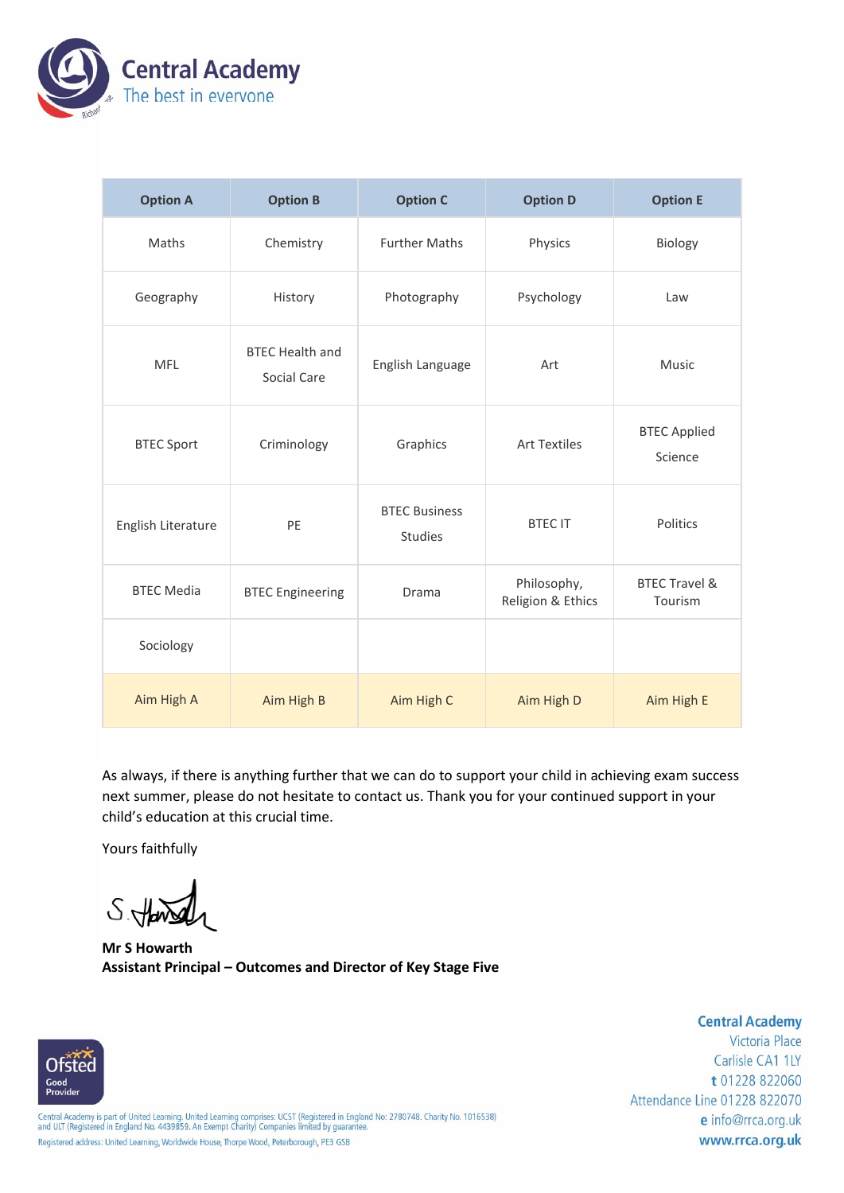| Option A | Option B | Option C | Option D | Option E |
|---|---|---|---|---|
| Maths | Chemistry | Further Maths | Physics | Biology |
| Geography | History | Photography | Psychology | Law |
| MFL | BTEC Health and Social Care | English Language | Art | Music |
| BTEC Sport | Criminology | Graphics | Art Textiles | BTEC Applied Science |
| English Literature | PE | BTEC Business Studies | BTEC IT | Politics |
| BTEC Media | BTEC Engineering | Drama | Philosophy, Religion & Ethics | BTEC Travel & Tourism |
| Sociology | | | | |
| Aim High A | Aim High B | Aim High C | Aim High D | Aim High E |

As always, if there is anything further that we can do to support your child in achieving exam success next summer, please do not hesitate to contact us. Thank you for your continued support in your child's education at this crucial time.

Yours faithfully

S. Howarth

**Mr S Howarth**
**Assistant Principal – Outcomes and Director of Key Stage Five**

Central Academy is part of United Learning. United Learning comprises: UCST (Registered in England No: 2780748. Charity No. 1016538) and ULT (Registered in England No. 4439859. An Exempt Charity) Companies limited by guarantee.
Registered address: United Learning, Worldwide House, Thorpe Wood, Peterborough, PE3 6SB

**Central Academy**
Victoria Place
Carlisle CA1 1LY
t 01228 822060
Attendance Line 01228 822070
e info@rrca.org.uk
www.rrca.org.uk